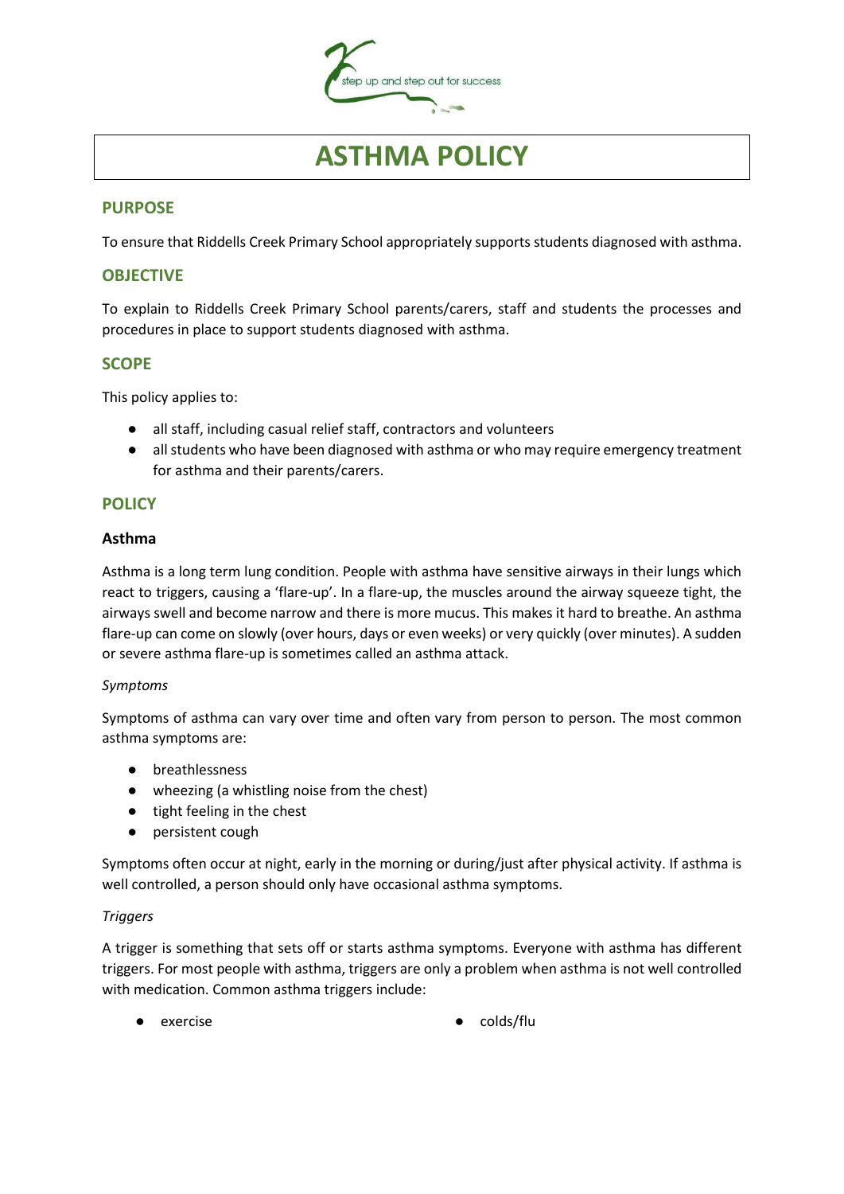step up and step out for success

# ASTHMA POLICY

## PURPOSE

To ensure that Riddells Creek Primary School appropriately supports students diagnosed with asthma.

## OBJECTIVE

To explain to Riddells Creek Primary School parents/carers, staff and students the processes and procedures in place to support students diagnosed with asthma.

## SCOPE

This policy applies to:

- all staff, including casual relief staff, contractors and volunteers
- all students who have been diagnosed with asthma or who may require emergency treatment for asthma and their parents/carers.

## POLICY

### Asthma

Asthma is a long term lung condition. People with asthma have sensitive airways in their lungs which react to triggers, causing a 'flare-up'. In a flare-up, the muscles around the airway squeeze tight, the airways swell and become narrow and there is more mucus. This makes it hard to breathe. An asthma flare-up can come on slowly (over hours, days or even weeks) or very quickly (over minutes). A sudden or severe asthma flare-up is sometimes called an asthma attack.

*Symptoms*

Symptoms of asthma can vary over time and often vary from person to person. The most common asthma symptoms are:

- breathlessness
- wheezing (a whistling noise from the chest)
- tight feeling in the chest
- persistent cough

Symptoms often occur at night, early in the morning or during/just after physical activity. If asthma is well controlled, a person should only have occasional asthma symptoms.

*Triggers*

A trigger is something that sets off or starts asthma symptoms. Everyone with asthma has different triggers. For most people with asthma, triggers are only a problem when asthma is not well controlled with medication. Common asthma triggers include:

- exercise
- colds/flu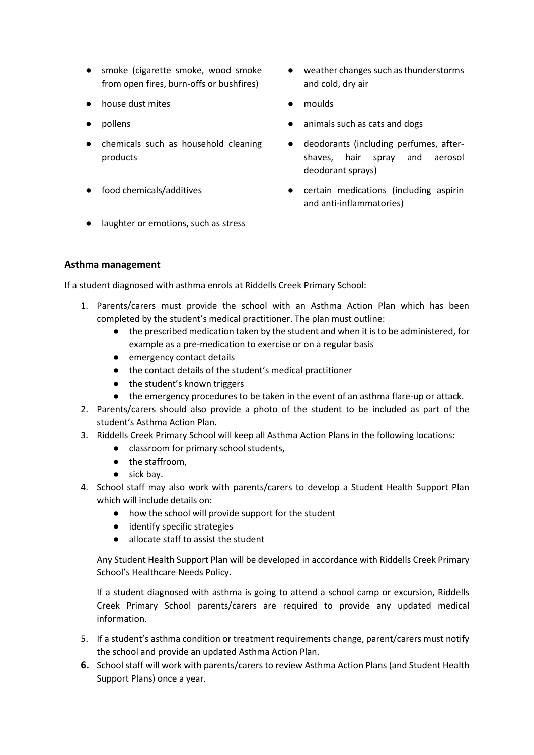- smoke (cigarette smoke, wood smoke from open fires, burn-offs or bushfires)
- house dust mites
- pollens
- chemicals such as household cleaning products
- food chemicals/additives
- laughter or emotions, such as stress
- weather changes such as thunderstorms and cold, dry air
- moulds
- animals such as cats and dogs
- deodorants (including perfumes, after-shaves, hair spray and aerosol deodorant sprays)
- certain medications (including aspirin and anti-inflammatories)

### Asthma management

If a student diagnosed with asthma enrols at Riddells Creek Primary School:

1. Parents/carers must provide the school with an Asthma Action Plan which has been completed by the student's medical practitioner. The plan must outline:
    - the prescribed medication taken by the student and when it is to be administered, for example as a pre-medication to exercise or on a regular basis
    - emergency contact details
    - the contact details of the student's medical practitioner
    - the student's known triggers
    - the emergency procedures to be taken in the event of an asthma flare-up or attack.
2. Parents/carers should also provide a photo of the student to be included as part of the student's Asthma Action Plan.
3. Riddells Creek Primary School will keep all Asthma Action Plans in the following locations:
    - classroom for primary school students,
    - the staffroom,
    - sick bay.
4. School staff may also work with parents/carers to develop a Student Health Support Plan which will include details on:
    - how the school will provide support for the student
    - identify specific strategies
    - allocate staff to assist the student

    Any Student Health Support Plan will be developed in accordance with Riddells Creek Primary School's Healthcare Needs Policy.

    If a student diagnosed with asthma is going to attend a school camp or excursion, Riddells Creek Primary School parents/carers are required to provide any updated medical information.
5. If a student's asthma condition or treatment requirements change, parent/carers must notify the school and provide an updated Asthma Action Plan.
6. School staff will work with parents/carers to review Asthma Action Plans (and Student Health Support Plans) once a year.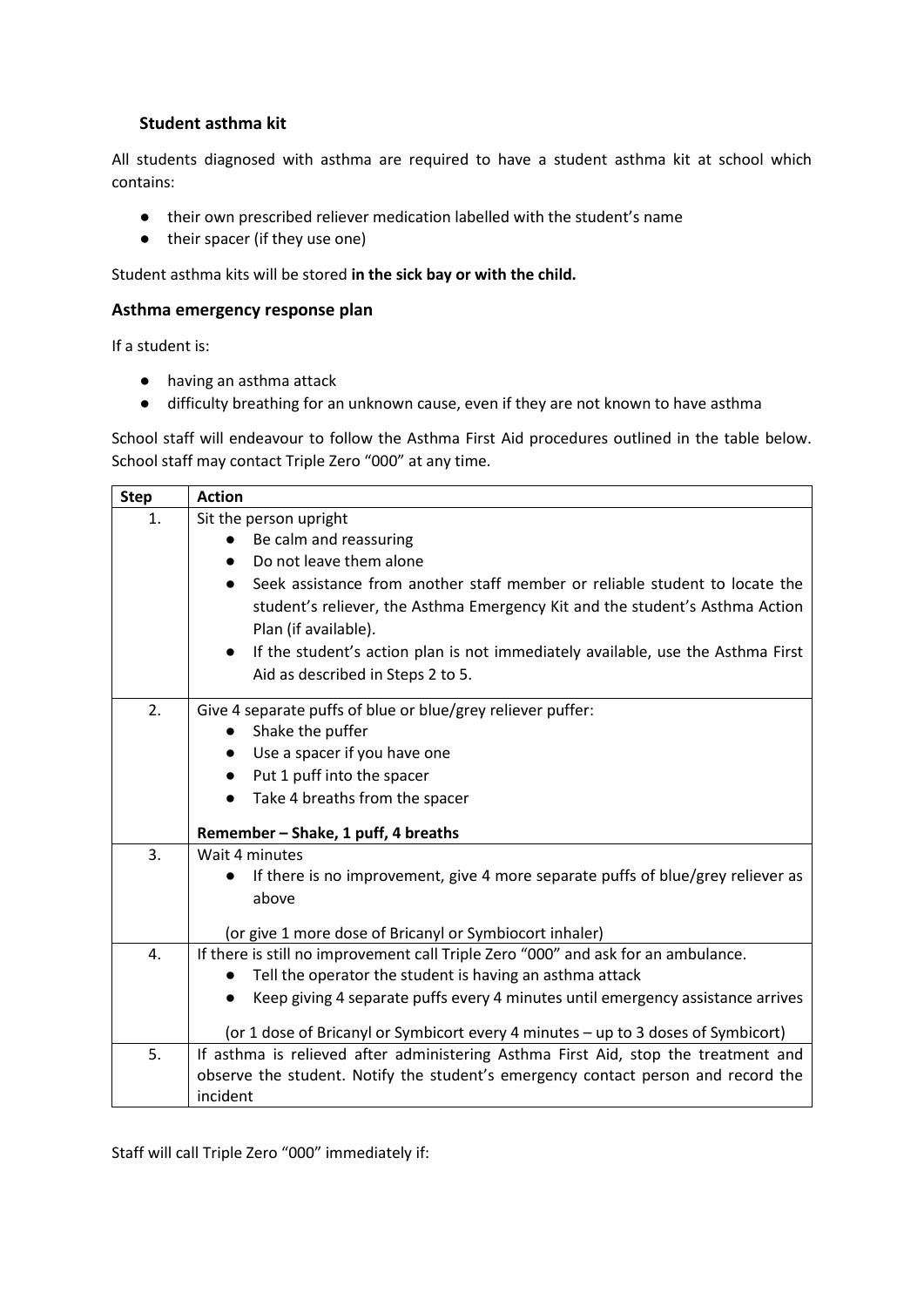### Student asthma kit

All students diagnosed with asthma are required to have a student asthma kit at school which contains:

- their own prescribed reliever medication labelled with the student's name
- their spacer (if they use one)

Student asthma kits will be stored **in the sick bay or with the child.**

### Asthma emergency response plan

If a student is:

- having an asthma attack
- difficulty breathing for an unknown cause, even if they are not known to have asthma

School staff will endeavour to follow the Asthma First Aid procedures outlined in the table below. School staff may contact Triple Zero "000" at any time.

| Step | Action |
|---|---|
| 1. | Sit the person upright<br>● Be calm and reassuring<br>● Do not leave them alone<br>● Seek assistance from another staff member or reliable student to locate the student's reliever, the Asthma Emergency Kit and the student's Asthma Action Plan (if available).<br>● If the student's action plan is not immediately available, use the Asthma First Aid as described in Steps 2 to 5. |
| 2. | Give 4 separate puffs of blue or blue/grey reliever puffer:<br>● Shake the puffer<br>● Use a spacer if you have one<br>● Put 1 puff into the spacer<br>● Take 4 breaths from the spacer<br><br>**Remember – Shake, 1 puff, 4 breaths** |
| 3. | Wait 4 minutes<br>● If there is no improvement, give 4 more separate puffs of blue/grey reliever as above<br><br>(or give 1 more dose of Bricanyl or Symbiocort inhaler) |
| 4. | If there is still no improvement call Triple Zero "000" and ask for an ambulance.<br>● Tell the operator the student is having an asthma attack<br>● Keep giving 4 separate puffs every 4 minutes until emergency assistance arrives<br><br>(or 1 dose of Bricanyl or Symbicort every 4 minutes – up to 3 doses of Symbicort) |
| 5. | If asthma is relieved after administering Asthma First Aid, stop the treatment and observe the student. Notify the student's emergency contact person and record the incident |

Staff will call Triple Zero "000" immediately if: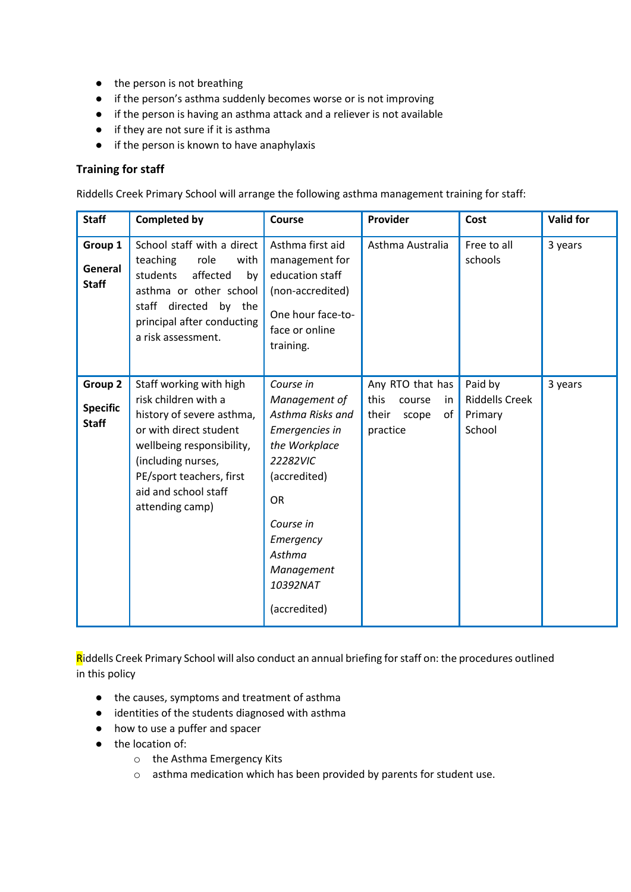- the person is not breathing
- if the person's asthma suddenly becomes worse or is not improving
- if the person is having an asthma attack and a reliever is not available
- if they are not sure if it is asthma
- if the person is known to have anaphylaxis

**Training for staff**

Riddells Creek Primary School will arrange the following asthma management training for staff:

| Staff | Completed by | Course | Provider | Cost | Valid for |
|---|---|---|---|---|---|
| **Group 1** **General Staff** | School staff with a direct teaching role with students affected by asthma or other school staff directed by the principal after conducting a risk assessment. | Asthma first aid management for education staff (non-accredited) One hour face-to-face or online training. | Asthma Australia | Free to all schools | 3 years |
| **Group 2** **Specific Staff** | Staff working with high risk children with a history of severe asthma, or with direct student wellbeing responsibility, (including nurses, PE/sport teachers, first aid and school staff attending camp) | *Course in Management of Asthma Risks and Emergencies in the Workplace 22282VIC* (accredited) OR *Course in Emergency Asthma Management 10392NAT* (accredited) | Any RTO that has this course in their scope of practice | Paid by Riddells Creek Primary School | 3 years |

Riddells Creek Primary School will also conduct an annual briefing for staff on: the procedures outlined in this policy

- the causes, symptoms and treatment of asthma
- identities of the students diagnosed with asthma
- how to use a puffer and spacer
- the location of:
  - the Asthma Emergency Kits
  - asthma medication which has been provided by parents for student use.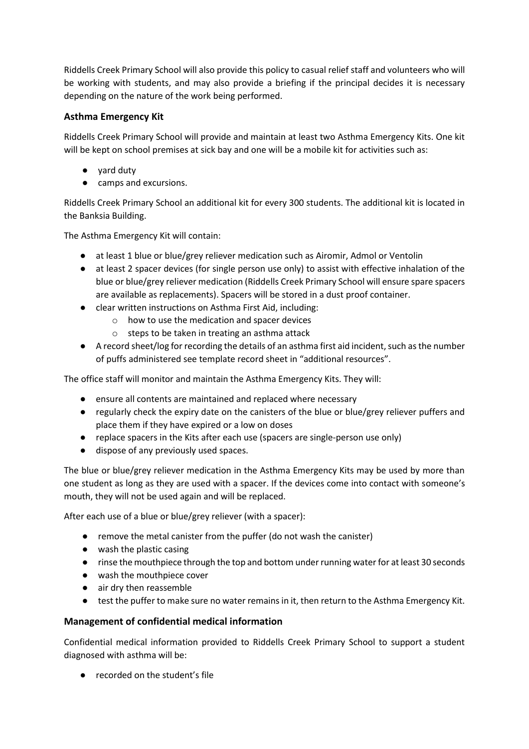Riddells Creek Primary School will also provide this policy to casual relief staff and volunteers who will be working with students, and may also provide a briefing if the principal decides it is necessary depending on the nature of the work being performed.

### Asthma Emergency Kit

Riddells Creek Primary School will provide and maintain at least two Asthma Emergency Kits. One kit will be kept on school premises at sick bay and one will be a mobile kit for activities such as:

- yard duty
- camps and excursions.

Riddells Creek Primary School an additional kit for every 300 students. The additional kit is located in the Banksia Building.

The Asthma Emergency Kit will contain:

- at least 1 blue or blue/grey reliever medication such as Airomir, Admol or Ventolin
- at least 2 spacer devices (for single person use only) to assist with effective inhalation of the blue or blue/grey reliever medication (Riddells Creek Primary School will ensure spare spacers are available as replacements). Spacers will be stored in a dust proof container.
- clear written instructions on Asthma First Aid, including:
    - how to use the medication and spacer devices
    - steps to be taken in treating an asthma attack
- A record sheet/log for recording the details of an asthma first aid incident, such as the number of puffs administered see template record sheet in "additional resources".

The office staff will monitor and maintain the Asthma Emergency Kits. They will:

- ensure all contents are maintained and replaced where necessary
- regularly check the expiry date on the canisters of the blue or blue/grey reliever puffers and place them if they have expired or a low on doses
- replace spacers in the Kits after each use (spacers are single-person use only)
- dispose of any previously used spaces.

The blue or blue/grey reliever medication in the Asthma Emergency Kits may be used by more than one student as long as they are used with a spacer. If the devices come into contact with someone's mouth, they will not be used again and will be replaced.

After each use of a blue or blue/grey reliever (with a spacer):

- remove the metal canister from the puffer (do not wash the canister)
- wash the plastic casing
- rinse the mouthpiece through the top and bottom under running water for at least 30 seconds
- wash the mouthpiece cover
- air dry then reassemble
- test the puffer to make sure no water remains in it, then return to the Asthma Emergency Kit.

### Management of confidential medical information

Confidential medical information provided to Riddells Creek Primary School to support a student diagnosed with asthma will be:

- recorded on the student's file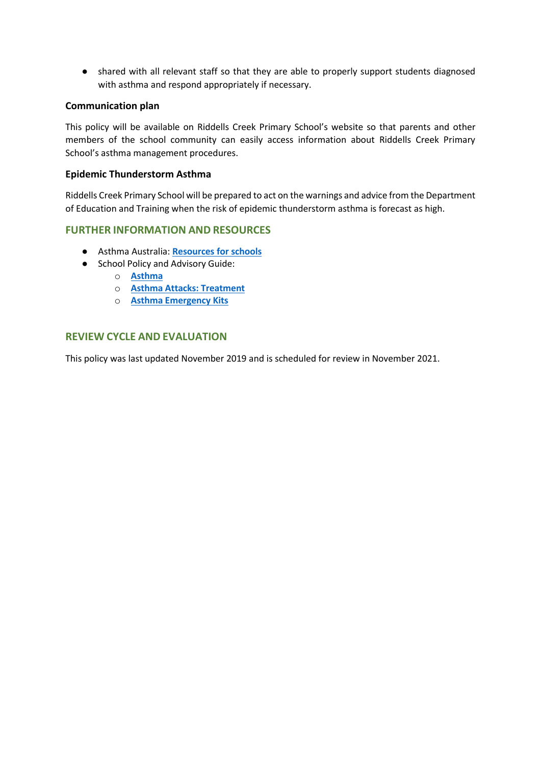- shared with all relevant staff so that they are able to properly support students diagnosed with asthma and respond appropriately if necessary.

### Communication plan

This policy will be available on Riddells Creek Primary School's website so that parents and other members of the school community can easily access information about Riddells Creek Primary School's asthma management procedures.

### Epidemic Thunderstorm Asthma

Riddells Creek Primary School will be prepared to act on the warnings and advice from the Department of Education and Training when the risk of epidemic thunderstorm asthma is forecast as high.

## FURTHER INFORMATION AND RESOURCES

- Asthma Australia: **Resources for schools**
- School Policy and Advisory Guide:
  - **Asthma**
  - **Asthma Attacks: Treatment**
  - **Asthma Emergency Kits**

## REVIEW CYCLE AND EVALUATION

This policy was last updated November 2019 and is scheduled for review in November 2021.